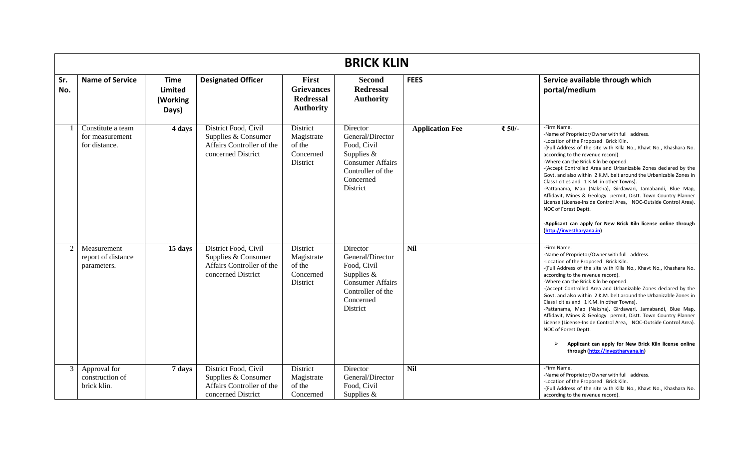# BRICK KLIN

| Sr. No. | Name of Service | Time Limited (Working Days) | Designated Officer | First Grievances Redressal Authority | Second Redressal Authority | FEES | Service available through which portal/medium |
|---|---|---|---|---|---|---|---|
| 1 | Constitute a team for measurement for distance. | 4 days | District Food, Civil Supplies & Consumer Affairs Controller of the concerned District | District Magistrate of the Concerned District | Director General/Director Food, Civil Supplies & Consumer Affairs Controller of the Concerned District | Application Fee ₹ 50/- | -Firm Name.<br>-Name of Proprietor/Owner with full address.<br>-Location of the Proposed Brick Kiln.<br>-(Full Address of the site with Killa No., Khavt No., Khashara No. according to the revenue record).<br>-Where can the Brick Kiln be opened.<br>-(Accept Controlled Area and Urbanizable Zones declared by the Govt. and also within 2 K.M. belt around the Urbanizable Zones in Class I cities and 1 K.M. in other Towns).<br>-Pattanama, Map (Naksha), Girdawari, Jamabandi, Blue Map, Affidavit, Mines & Geology permit, Distt. Town Country Planner License (License-Inside Control Area, NOC-Outside Control Area). NOC of Forest Deptt.<br><br>**-Applicant can apply for New Brick Kiln license online through (http://investharyana.in)** |
| 2 | Measurement report of distance parameters. | 15 days | District Food, Civil Supplies & Consumer Affairs Controller of the concerned District | District Magistrate of the Concerned District | Director General/Director Food, Civil Supplies & Consumer Affairs Controller of the Concerned District | Nil | -Firm Name.<br>-Name of Proprietor/Owner with full address.<br>-Location of the Proposed Brick Kiln.<br>-(Full Address of the site with Killa No., Khavt No., Khashara No. according to the revenue record).<br>-Where can the Brick Kiln be opened.<br>-(Accept Controlled Area and Urbanizable Zones declared by the Govt. and also within 2 K.M. belt around the Urbanizable Zones in Class I cities and 1 K.M. in other Towns).<br>-Pattanama, Map (Naksha), Girdawari, Jamabandi, Blue Map, Affidavit, Mines & Geology permit, Distt. Town Country Planner License (License-Inside Control Area, NOC-Outside Control Area). NOC of Forest Deptt.<br><br>➢ **Applicant can apply for New Brick Kiln license online through (http://investharyana.in)** |
| 3 | Approval for construction of brick klin. | 7 days | District Food, Civil Supplies & Consumer Affairs Controller of the concerned District | District Magistrate of the Concerned | Director General/Director Food, Civil Supplies & | Nil | -Firm Name.<br>-Name of Proprietor/Owner with full address.<br>-Location of the Proposed Brick Kiln.<br>-(Full Address of the site with Killa No., Khavt No., Khashara No. according to the revenue record). |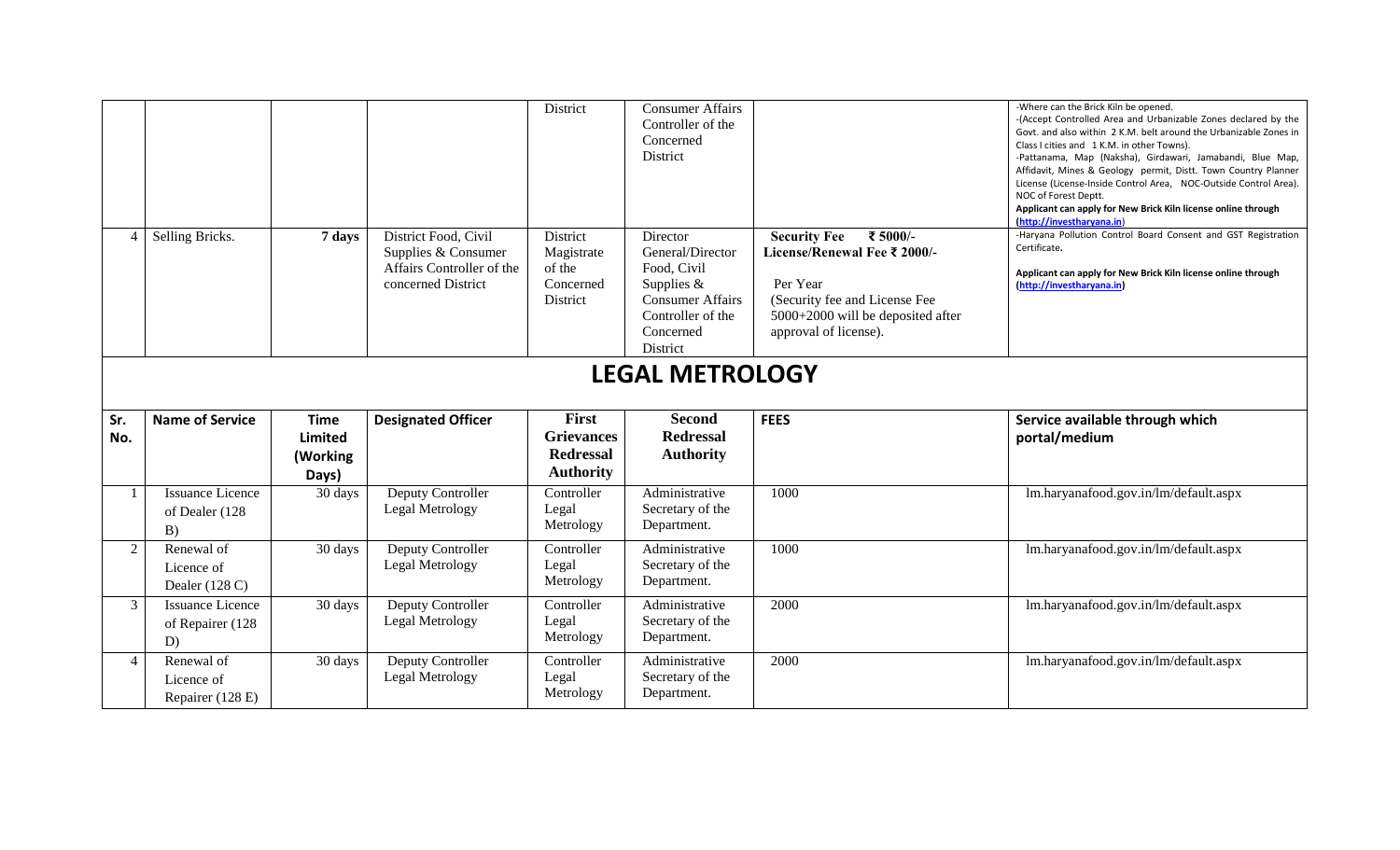|  |  |  |  | District | Consumer Affairs Controller of the Concerned District |  | -Where can the Brick Kiln be opened. -(Accept Controlled Area and Urbanizable Zones declared by the Govt. and also within 2 K.M. belt around the Urbanizable Zones in Class I cities and 1 K.M. in other Towns). -Pattanama, Map (Naksha), Girdawari, Jamabandi, Blue Map, Affidavit, Mines & Geology permit, Distt. Town Country Planner License (License-Inside Control Area, NOC-Outside Control Area). NOC of Forest Deptt. **Applicant can apply for New Brick Kiln license online through (http://investharyana.in)** |
|---|---|---|---|---|---|---|---|
| 4 | Selling Bricks. | **7 days** | District Food, Civil Supplies & Consumer Affairs Controller of the concerned District | District Magistrate of the Concerned District | Director General/Director Food, Civil Supplies & Consumer Affairs Controller of the Concerned District | **Security Fee ₹ 5000/-** **License/Renewal Fee ₹ 2000/-** Per Year (Security fee and License Fee 5000+2000 will be deposited after approval of license). | -Haryana Pollution Control Board Consent and GST Registration Certificate. **Applicant can apply for New Brick Kiln license online through (http://investharyana.in)** |

# LEGAL METROLOGY

| Sr. No. | Name of Service | Time Limited (Working Days) | Designated Officer | First Grievances Redressal Authority | Second Redressal Authority | FEES | Service available through which portal/medium |
|---|---|---|---|---|---|---|---|
| 1 | Issuance Licence of Dealer (128 B) | 30 days | Deputy Controller Legal Metrology | Controller Legal Metrology | Administrative Secretary of the Department. | 1000 | lm.haryanafood.gov.in/lm/default.aspx |
| 2 | Renewal of Licence of Dealer (128 C) | 30 days | Deputy Controller Legal Metrology | Controller Legal Metrology | Administrative Secretary of the Department. | 1000 | lm.haryanafood.gov.in/lm/default.aspx |
| 3 | Issuance Licence of Repairer (128 D) | 30 days | Deputy Controller Legal Metrology | Controller Legal Metrology | Administrative Secretary of the Department. | 2000 | lm.haryanafood.gov.in/lm/default.aspx |
| 4 | Renewal of Licence of Repairer (128 E) | 30 days | Deputy Controller Legal Metrology | Controller Legal Metrology | Administrative Secretary of the Department. | 2000 | lm.haryanafood.gov.in/lm/default.aspx |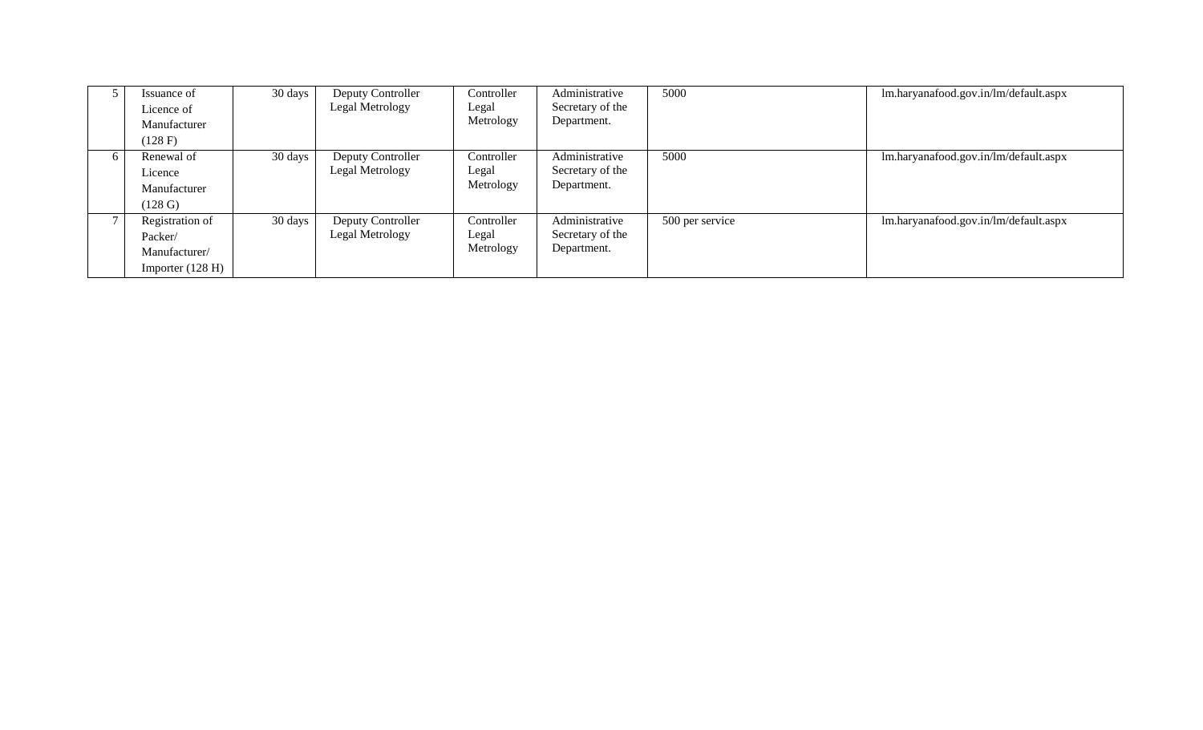|   |   |   |   |   |   |   |   |
|---|---|---|---|---|---|---|---|
| 5 | Issuance of Licence of Manufacturer (128 F) | 30 days | Deputy Controller Legal Metrology | Controller Legal Metrology | Administrative Secretary of the Department. | 5000 | lm.haryanafood.gov.in/lm/default.aspx |
| 6 | Renewal of Licence Manufacturer (128 G) | 30 days | Deputy Controller Legal Metrology | Controller Legal Metrology | Administrative Secretary of the Department. | 5000 | lm.haryanafood.gov.in/lm/default.aspx |
| 7 | Registration of Packer/ Manufacturer/ Importer (128 H) | 30 days | Deputy Controller Legal Metrology | Controller Legal Metrology | Administrative Secretary of the Department. | 500 per service | lm.haryanafood.gov.in/lm/default.aspx |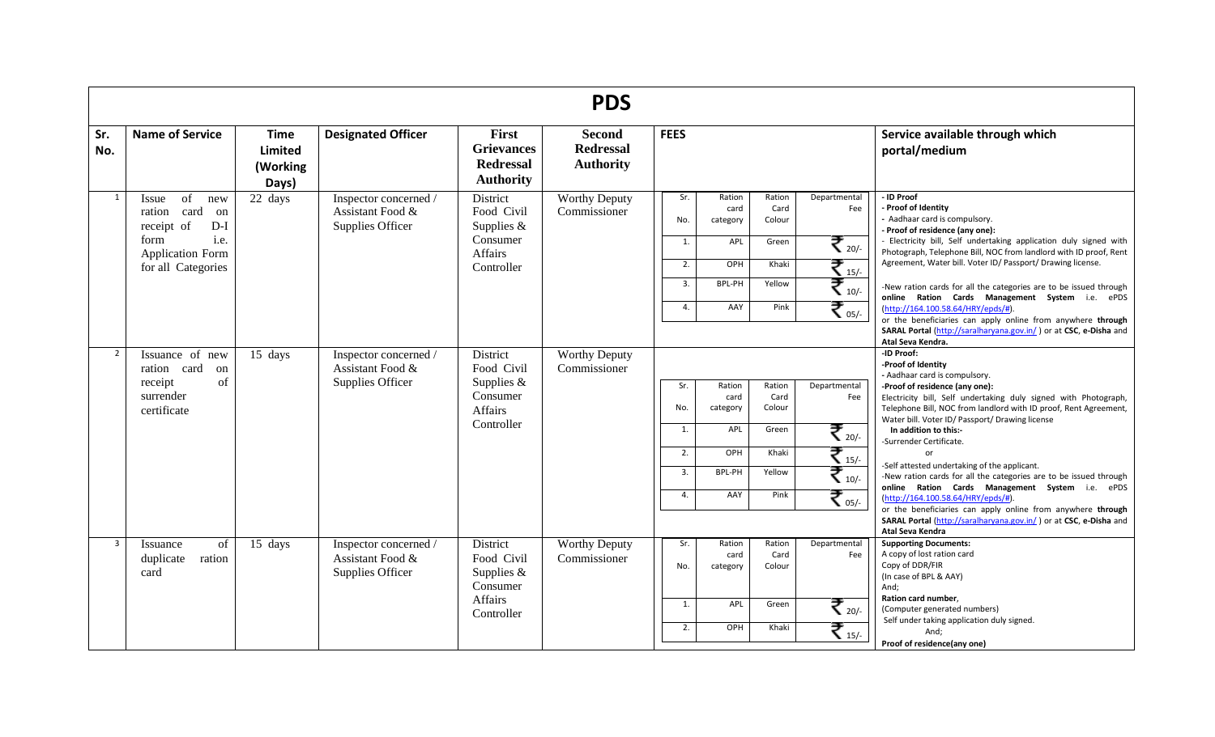# PDS

| Sr. No. | Name of Service | Time Limited (Working Days) | Designated Officer | First Grievances Redressal Authority | Second Redressal Authority | FEES | Service available through which portal/medium |
|---|---|---|---|---|---|---|---|
| 1 | Issue of new ration card on receipt of D-I form i.e. Application Form for all Categories | 22 days | Inspector concerned / Assistant Food & Supplies Officer | District Food Civil Supplies & Consumer Affairs Controller | Worthy Deputy Commissioner | Sr. No. / Ration card category / Ration Card Colour / Departmental Fee<br>1. APL Green ₹ 20/-<br>2. OPH Khaki ₹ 15/-<br>3. BPL-PH Yellow ₹ 10/-<br>4. AAY Pink ₹ 05/- | **- ID Proof**<br>**- Proof of Identity**<br>- Aadhaar card is compulsory.<br>**- Proof of residence (any one):**<br>- Electricity bill, Self undertaking application duly signed with Photograph, Telephone Bill, NOC from landlord with ID proof, Rent Agreement, Water bill. Voter ID/ Passport/ Drawing license.<br>-New ration cards for all the categories are to be issued through **online Ration Cards Management System** i.e. ePDS (http://164.100.58.64/HRY/epds/#).<br>or the beneficiaries can apply online from anywhere **through SARAL Portal** (http://saralharyana.gov.in/ ) or at **CSC**, **e-Disha** and **Atal Seva Kendra.** |
| 2 | Issuance of new ration card on receipt of surrender certificate | 15 days | Inspector concerned / Assistant Food & Supplies Officer | District Food Civil Supplies & Consumer Affairs Controller | Worthy Deputy Commissioner | Sr. No. / Ration card category / Ration Card Colour / Departmental Fee<br>1. APL Green ₹ 20/-<br>2. OPH Khaki ₹ 15/-<br>3. BPL-PH Yellow ₹ 10/-<br>4. AAY Pink ₹ 05/- | **-ID Proof:**<br>**-Proof of Identity**<br>- Aadhaar card is compulsory.<br>**-Proof of residence (any one):**<br>Electricity bill, Self undertaking duly signed with Photograph, Telephone Bill, NOC from landlord with ID proof, Rent Agreement, Water bill. Voter ID/ Passport/ Drawing license<br>**In addition to this:-**<br>-Surrender Certificate.<br>or<br>-Self attested undertaking of the applicant.<br>-New ration cards for all the categories are to be issued through **online Ration Cards Management System** i.e. ePDS (http://164.100.58.64/HRY/epds/#).<br>or the beneficiaries can apply online from anywhere **through SARAL Portal** (http://saralharyana.gov.in/ ) or at **CSC**, **e-Disha** and **Atal Seva Kendra** |
| 3 | Issuance of duplicate ration card | 15 days | Inspector concerned / Assistant Food & Supplies Officer | District Food Civil Supplies & Consumer Affairs Controller | Worthy Deputy Commissioner | Sr. No. / Ration card category / Ration Card Colour / Departmental Fee<br>1. APL Green ₹ 20/-<br>2. OPH Khaki ₹ 15/- | **Supporting Documents:**<br>A copy of lost ration card<br>Copy of DDR/FIR<br>(In case of BPL & AAY)<br>And;<br>**Ration card number**,<br>(Computer generated numbers)<br>Self under taking application duly signed.<br>And;<br>**Proof of residence(any one)** |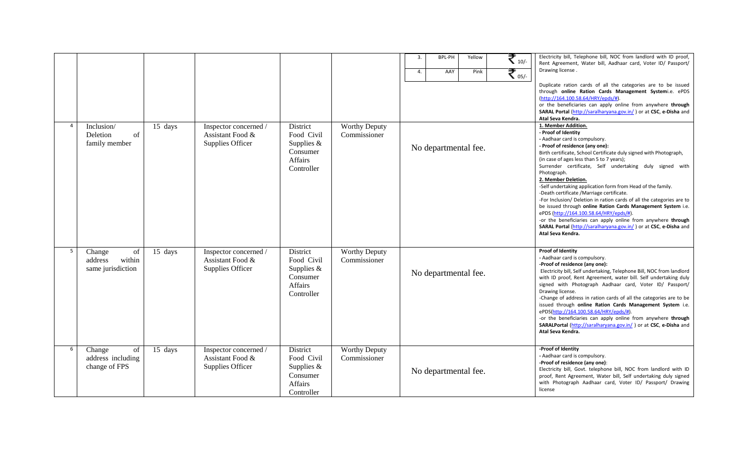| | | | | | | | |
|---|---|---|---|---|---|---|---|
| | | | | | | 3. BPL-PH Yellow ₹ 10/-<br>4. AAY Pink ₹ 05/- | Electricity bill, Telephone bill, NOC from landlord with ID proof, Rent Agreement, Water bill, Aadhaar card, Voter ID/ Passport/ Drawing license .<br><br>Duplicate ration cards of all the categories are to be issued through **online Ration Cards Management System**i.e. ePDS (http://164.100.58.64/HRY/epds/#).<br>or the beneficiaries can apply online from anywhere **through SARAL Portal** (http://saralharyana.gov.in/ ) or at **CSC**, **e-Disha** and **Atal Seva Kendra.** |
| 4 | Inclusion/ Deletion of family member | 15 days | Inspector concerned / Assistant Food & Supplies Officer | District Food Civil Supplies & Consumer Affairs Controller | Worthy Deputy Commissioner | No departmental fee. | **1. Member Addition.**<br>**- Proof of Identity**<br>- Aadhaar card is compulsory.<br>**- Proof of residence (any one):**<br>Birth certificate, School Certificate duly signed with Photograph, (in case of ages less than 5 to 7 years);<br>Surrender certificate, Self undertaking duly signed with Photograph.<br>**2. Member Deletion.**<br>-Self undertaking application form from Head of the family.<br>-Death certificate /Marriage certificate.<br>-For Inclusion/ Deletion in ration cards of all the categories are to be issued through **online Ration Cards Management System** i.e. ePDS (http://164.100.58.64/HRY/epds/#).<br>-or the beneficiaries can apply online from anywhere **through SARAL Portal** (http://saralharyana.gov.in/ ) or at **CSC**, **e-Disha** and **Atal Seva Kendra.** |
| 5 | Change of address within same jurisdiction | 15 days | Inspector concerned / Assistant Food & Supplies Officer | District Food Civil Supplies & Consumer Affairs Controller | Worthy Deputy Commissioner | No departmental fee. | **Proof of Identity**<br>- Aadhaar card is compulsory.<br>**-Proof of residence (any one):**<br>Electricity bill, Self undertaking, Telephone Bill, NOC from landlord with ID proof, Rent Agreement, water bill. Self undertaking duly signed with Photograph Aadhaar card, Voter ID/ Passport/ Drawing license.<br>-Change of address in ration cards of all the categories are to be issued through **online Ration Cards Management System** i.e. ePDS(http://164.100.58.64/HRY/epds/#).<br>-or the beneficiaries can apply online from anywhere **through SARALPortal** (http://saralharyana.gov.in/ ) or at **CSC**, **e-Disha** and **Atal Seva Kendra.** |
| 6 | Change of address including change of FPS | 15 days | Inspector concerned / Assistant Food & Supplies Officer | District Food Civil Supplies & Consumer Affairs Controller | Worthy Deputy Commissioner | No departmental fee. | **-Proof of Identity**<br>- Aadhaar card is compulsory.<br>**-Proof of residence (any one)**:<br>Electricity bill, Govt. telephone bill, NOC from landlord with ID proof, Rent Agreement, Water bill, Self undertaking duly signed with Photograph Aadhaar card, Voter ID/ Passport/ Drawing license |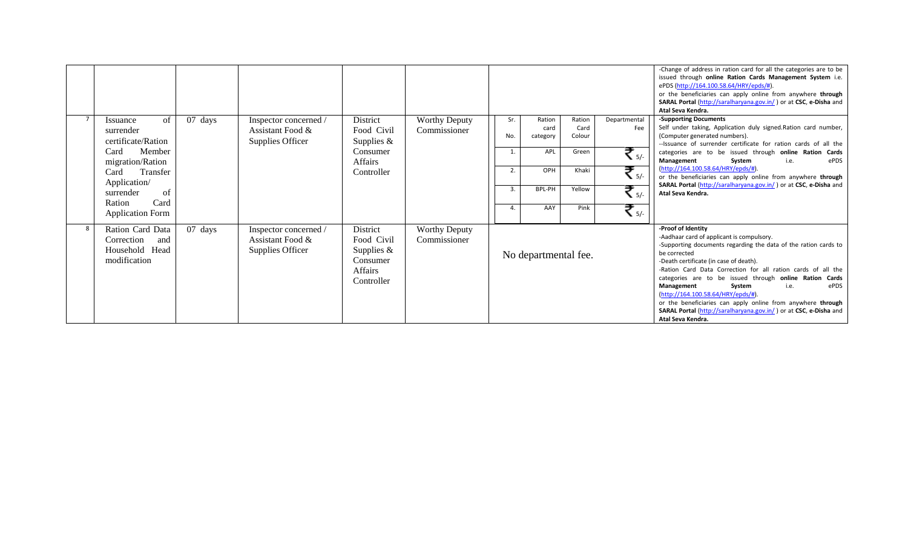| | | | | | | | |
|---|---|---|---|---|---|---|---|
| | | | | | | | -Change of address in ration card for all the categories are to be issued through **online Ration Cards Management System** i.e. ePDS (http://164.100.58.64/HRY/epds/#). or the beneficiaries can apply online from anywhere **through SARAL Portal** (http://saralharyana.gov.in/ ) or at **CSC**, **e-Disha** and **Atal Seva Kendra.** |
| 7 | Issuance of surrender certificate/Ration Card Member migration/Ration Card Transfer Application/ surrender of Ration Card Application Form | 07 days | Inspector concerned / Assistant Food & Supplies Officer | District Food Civil Supplies & Consumer Affairs Controller | Worthy Deputy Commissioner | Sr. No. / Ration card category / Ration Card Colour / Departmental Fee<br>1. APL Green ₹ 5/-<br>2. OPH Khaki ₹ 5/-<br>3. BPL-PH Yellow ₹ 5/-<br>4. AAY Pink ₹ 5/- | **-Supporting Documents**<br>Self under taking, Application duly signed.Ration card number, (Computer generated numbers).<br>--Issuance of surrender certificate for ration cards of all the categories are to be issued through **online Ration Cards Management System** i.e. ePDS (http://164.100.58.64/HRY/epds/#).<br>or the beneficiaries can apply online from anywhere **through SARAL Portal** (http://saralharyana.gov.in/ ) or at **CSC**, **e-Disha** and **Atal Seva Kendra.** |
| 8 | Ration Card Data Correction and Household Head modification | 07 days | Inspector concerned / Assistant Food & Supplies Officer | District Food Civil Supplies & Consumer Affairs Controller | Worthy Deputy Commissioner | No departmental fee. | **-Proof of Identity**<br>-Aadhaar card of applicant is compulsory.<br>-Supporting documents regarding the data of the ration cards to be corrected<br>-Death certificate (in case of death).<br>-Ration Card Data Correction for all ration cards of all the categories are to be issued through **online Ration Cards Management System** i.e. ePDS (http://164.100.58.64/HRY/epds/#).<br>or the beneficiaries can apply online from anywhere **through SARAL Portal** (http://saralharyana.gov.in/ ) or at **CSC**, **e-Disha** and **Atal Seva Kendra.** |